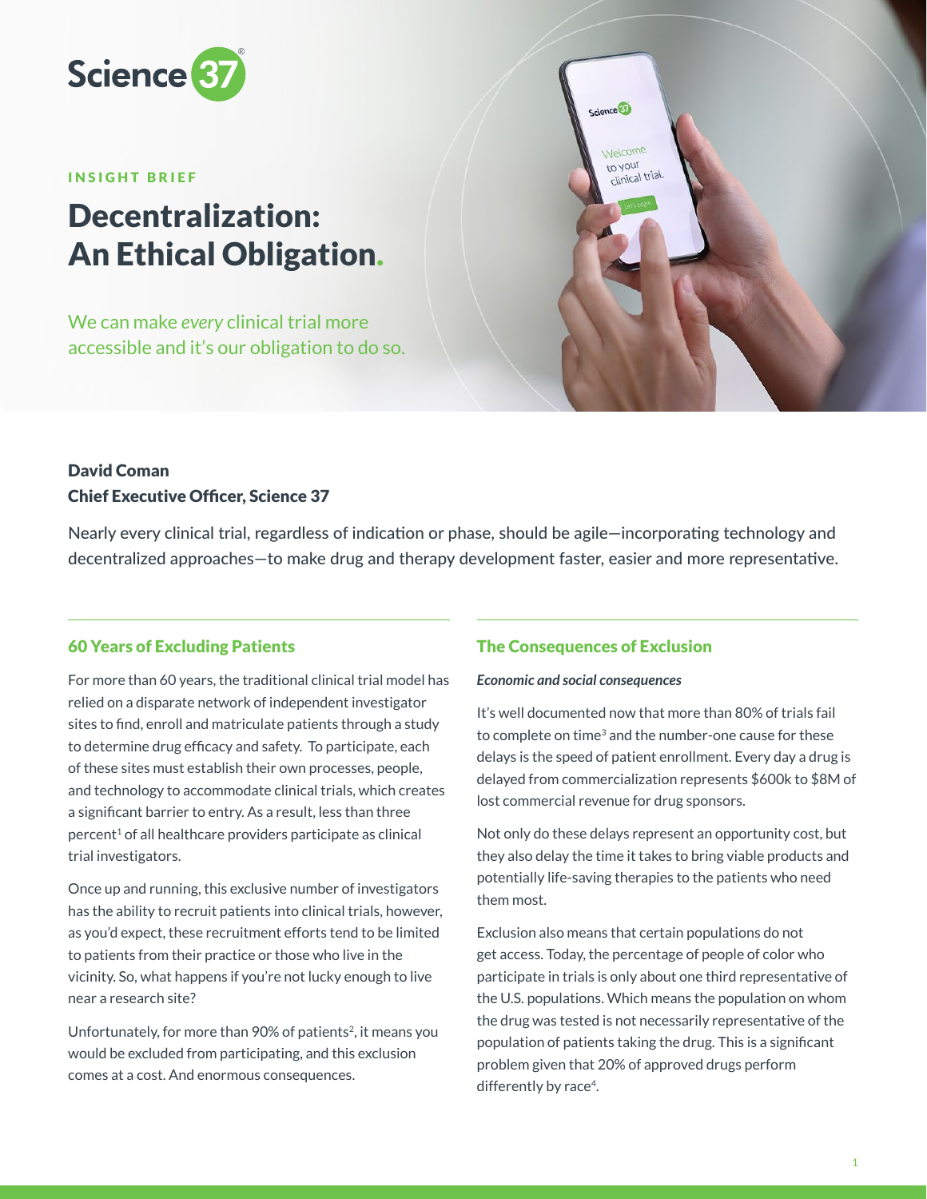Science 37

INSIGHT BRIEF

# Decentralization: An Ethical Obligation.

We can make *every* clinical trial more accessible and it's our obligation to do so.

**David Coman**
**Chief Executive Officer, Science 37**

Nearly every clinical trial, regardless of indication or phase, should be agile—incorporating technology and decentralized approaches—to make drug and therapy development faster, easier and more representative.

## 60 Years of Excluding Patients

For more than 60 years, the traditional clinical trial model has relied on a disparate network of independent investigator sites to find, enroll and matriculate patients through a study to determine drug efficacy and safety. To participate, each of these sites must establish their own processes, people, and technology to accommodate clinical trials, which creates a significant barrier to entry. As a result, less than three percent[1] of all healthcare providers participate as clinical trial investigators.

Once up and running, this exclusive number of investigators has the ability to recruit patients into clinical trials, however, as you'd expect, these recruitment efforts tend to be limited to patients from their practice or those who live in the vicinity. So, what happens if you're not lucky enough to live near a research site?

Unfortunately, for more than 90% of patients[2], it means you would be excluded from participating, and this exclusion comes at a cost. And enormous consequences.

## The Consequences of Exclusion

***Economic and social consequences***

It's well documented now that more than 80% of trials fail to complete on time[3] and the number-one cause for these delays is the speed of patient enrollment. Every day a drug is delayed from commercialization represents $600k to $8M of lost commercial revenue for drug sponsors.

Not only do these delays represent an opportunity cost, but they also delay the time it takes to bring viable products and potentially life-saving therapies to the patients who need them most.

Exclusion also means that certain populations do not get access. Today, the percentage of people of color who participate in trials is only about one third representative of the U.S. populations. Which means the population on whom the drug was tested is not necessarily representative of the population of patients taking the drug. This is a significant problem given that 20% of approved drugs perform differently by race[4].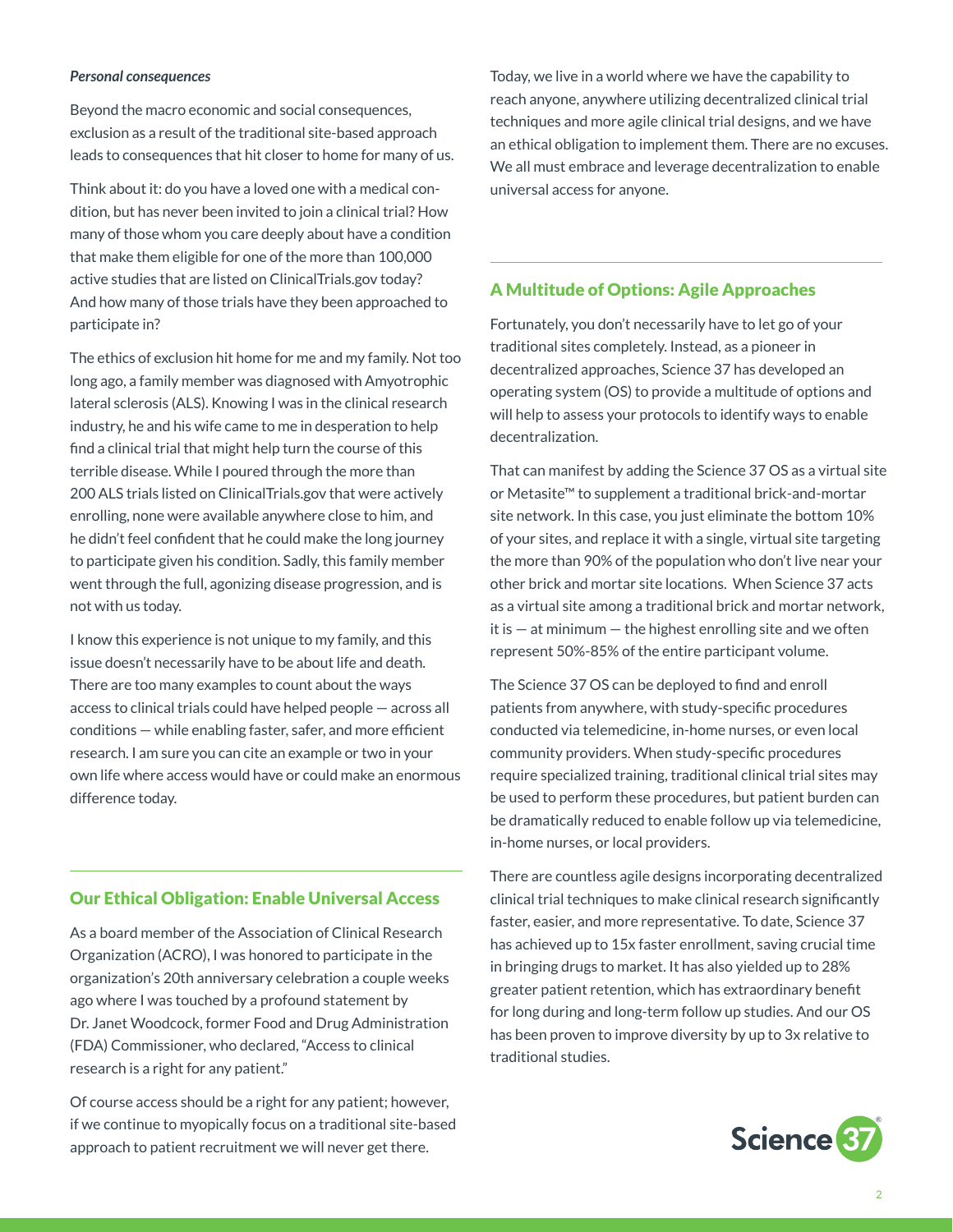***Personal consequences***

Beyond the macro economic and social consequences, exclusion as a result of the traditional site-based approach leads to consequences that hit closer to home for many of us.

Think about it: do you have a loved one with a medical condition, but has never been invited to join a clinical trial? How many of those whom you care deeply about have a condition that make them eligible for one of the more than 100,000 active studies that are listed on ClinicalTrials.gov today? And how many of those trials have they been approached to participate in?

The ethics of exclusion hit home for me and my family. Not too long ago, a family member was diagnosed with Amyotrophic lateral sclerosis (ALS). Knowing I was in the clinical research industry, he and his wife came to me in desperation to help find a clinical trial that might help turn the course of this terrible disease. While I poured through the more than 200 ALS trials listed on ClinicalTrials.gov that were actively enrolling, none were available anywhere close to him, and he didn't feel confident that he could make the long journey to participate given his condition. Sadly, this family member went through the full, agonizing disease progression, and is not with us today.

I know this experience is not unique to my family, and this issue doesn't necessarily have to be about life and death. There are too many examples to count about the ways access to clinical trials could have helped people — across all conditions — while enabling faster, safer, and more efficient research. I am sure you can cite an example or two in your own life where access would have or could make an enormous difference today.

## Our Ethical Obligation: Enable Universal Access

As a board member of the Association of Clinical Research Organization (ACRO), I was honored to participate in the organization's 20th anniversary celebration a couple weeks ago where I was touched by a profound statement by Dr. Janet Woodcock, former Food and Drug Administration (FDA) Commissioner, who declared, "Access to clinical research is a right for any patient."

Of course access should be a right for any patient; however, if we continue to myopically focus on a traditional site-based approach to patient recruitment we will never get there.

Today, we live in a world where we have the capability to reach anyone, anywhere utilizing decentralized clinical trial techniques and more agile clinical trial designs, and we have an ethical obligation to implement them. There are no excuses. We all must embrace and leverage decentralization to enable universal access for anyone.

## A Multitude of Options: Agile Approaches

Fortunately, you don't necessarily have to let go of your traditional sites completely. Instead, as a pioneer in decentralized approaches, Science 37 has developed an operating system (OS) to provide a multitude of options and will help to assess your protocols to identify ways to enable decentralization.

That can manifest by adding the Science 37 OS as a virtual site or Metasite™ to supplement a traditional brick-and-mortar site network. In this case, you just eliminate the bottom 10% of your sites, and replace it with a single, virtual site targeting the more than 90% of the population who don't live near your other brick and mortar site locations. When Science 37 acts as a virtual site among a traditional brick and mortar network, it is — at minimum — the highest enrolling site and we often represent 50%-85% of the entire participant volume.

The Science 37 OS can be deployed to find and enroll patients from anywhere, with study-specific procedures conducted via telemedicine, in-home nurses, or even local community providers. When study-specific procedures require specialized training, traditional clinical trial sites may be used to perform these procedures, but patient burden can be dramatically reduced to enable follow up via telemedicine, in-home nurses, or local providers.

There are countless agile designs incorporating decentralized clinical trial techniques to make clinical research significantly faster, easier, and more representative. To date, Science 37 has achieved up to 15x faster enrollment, saving crucial time in bringing drugs to market. It has also yielded up to 28% greater patient retention, which has extraordinary benefit for long during and long-term follow up studies. And our OS has been proven to improve diversity by up to 3x relative to traditional studies.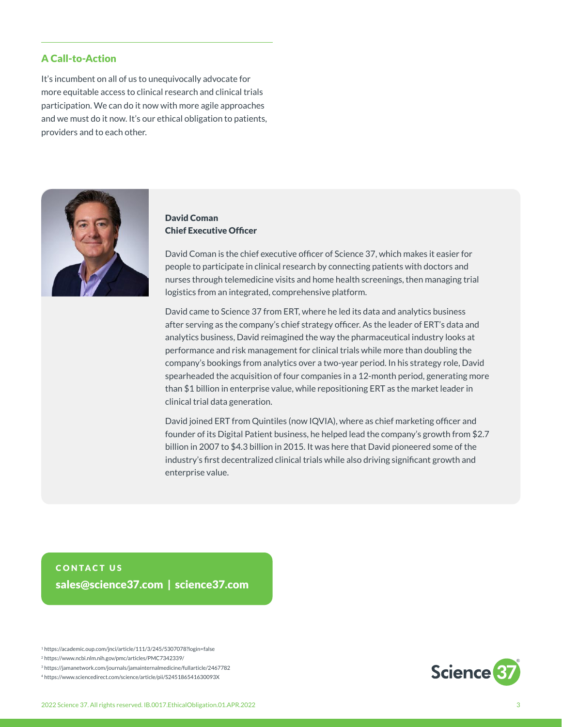## A Call-to-Action

It's incumbent on all of us to unequivocally advocate for more equitable access to clinical research and clinical trials participation. We can do it now with more agile approaches and we must do it now. It's our ethical obligation to patients, providers and to each other.

**David Coman**
**Chief Executive Officer**

David Coman is the chief executive officer of Science 37, which makes it easier for people to participate in clinical research by connecting patients with doctors and nurses through telemedicine visits and home health screenings, then managing trial logistics from an integrated, comprehensive platform.

David came to Science 37 from ERT, where he led its data and analytics business after serving as the company's chief strategy officer. As the leader of ERT's data and analytics business, David reimagined the way the pharmaceutical industry looks at performance and risk management for clinical trials while more than doubling the company's bookings from analytics over a two-year period. In his strategy role, David spearheaded the acquisition of four companies in a 12-month period, generating more than $1 billion in enterprise value, while repositioning ERT as the market leader in clinical trial data generation.

David joined ERT from Quintiles (now IQVIA), where as chief marketing officer and founder of its Digital Patient business, he helped lead the company's growth from $2.7 billion in 2007 to $4.3 billion in 2015. It was here that David pioneered some of the industry's first decentralized clinical trials while also driving significant growth and enterprise value.

**CONTACT US**
**sales@science37.com | science37.com**

[1] https://academic.oup.com/jnci/article/111/3/245/5307078?login=false
[2] https://www.ncbi.nlm.nih.gov/pmc/articles/PMC7342339/
[3] https://jamanetwork.com/journals/jamainternalmedicine/fullarticle/2467782
[4] https://www.sciencedirect.com/science/article/pii/S245186541630093X

Science 37

2022 Science 37. All rights reserved. IB.0017.EthicalObligation.01.APR.2022